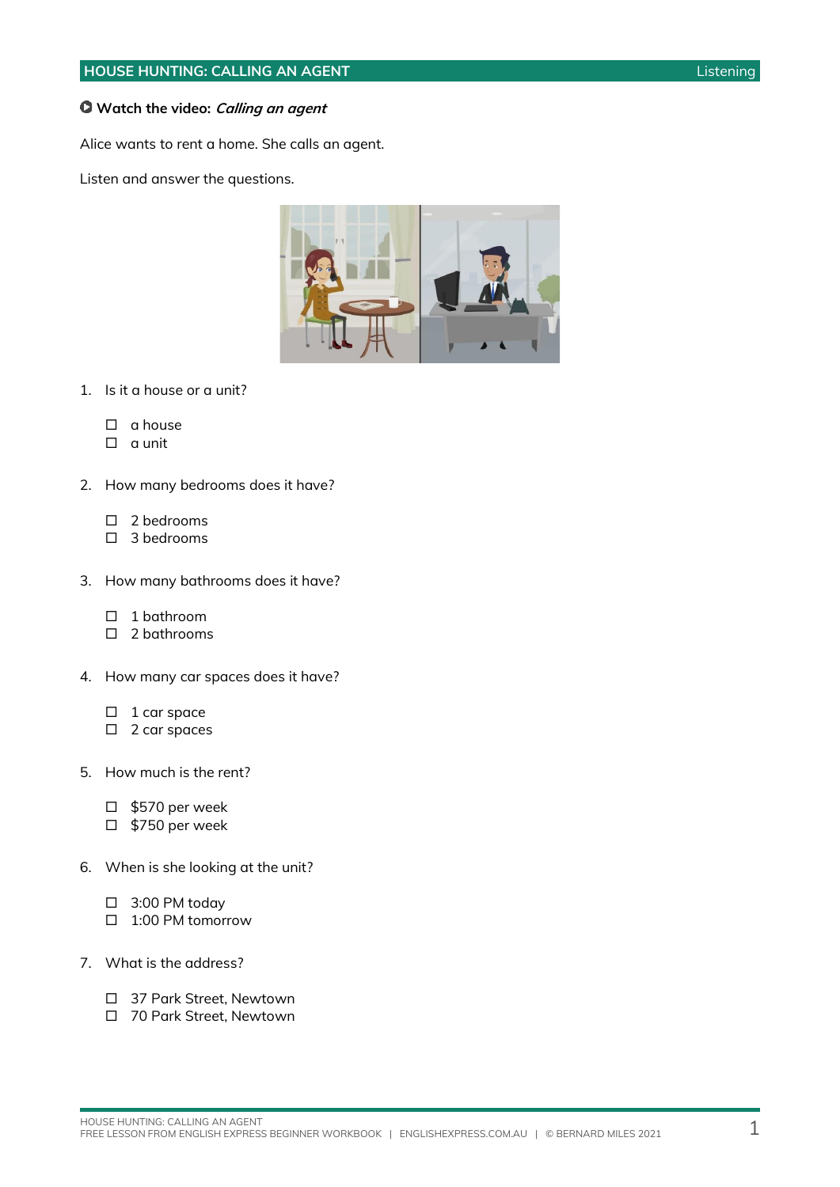## HOUSE HUNTING: CALLING AN AGENT

Listening

**Watch the video:** ***Calling an agent***

Alice wants to rent a home. She calls an agent.

Listen and answer the questions.

1. Is it a house or a unit?

   ☐ a house
   ☐ a unit

2. How many bedrooms does it have?

   ☐ 2 bedrooms
   ☐ 3 bedrooms

3. How many bathrooms does it have?

   ☐ 1 bathroom
   ☐ 2 bathrooms

4. How many car spaces does it have?

   ☐ 1 car space
   ☐ 2 car spaces

5. How much is the rent?

   ☐ $570 per week
   ☐ $750 per week

6. When is she looking at the unit?

   ☐ 3:00 PM today
   ☐ 1:00 PM tomorrow

7. What is the address?

   ☐ 37 Park Street, Newtown
   ☐ 70 Park Street, Newtown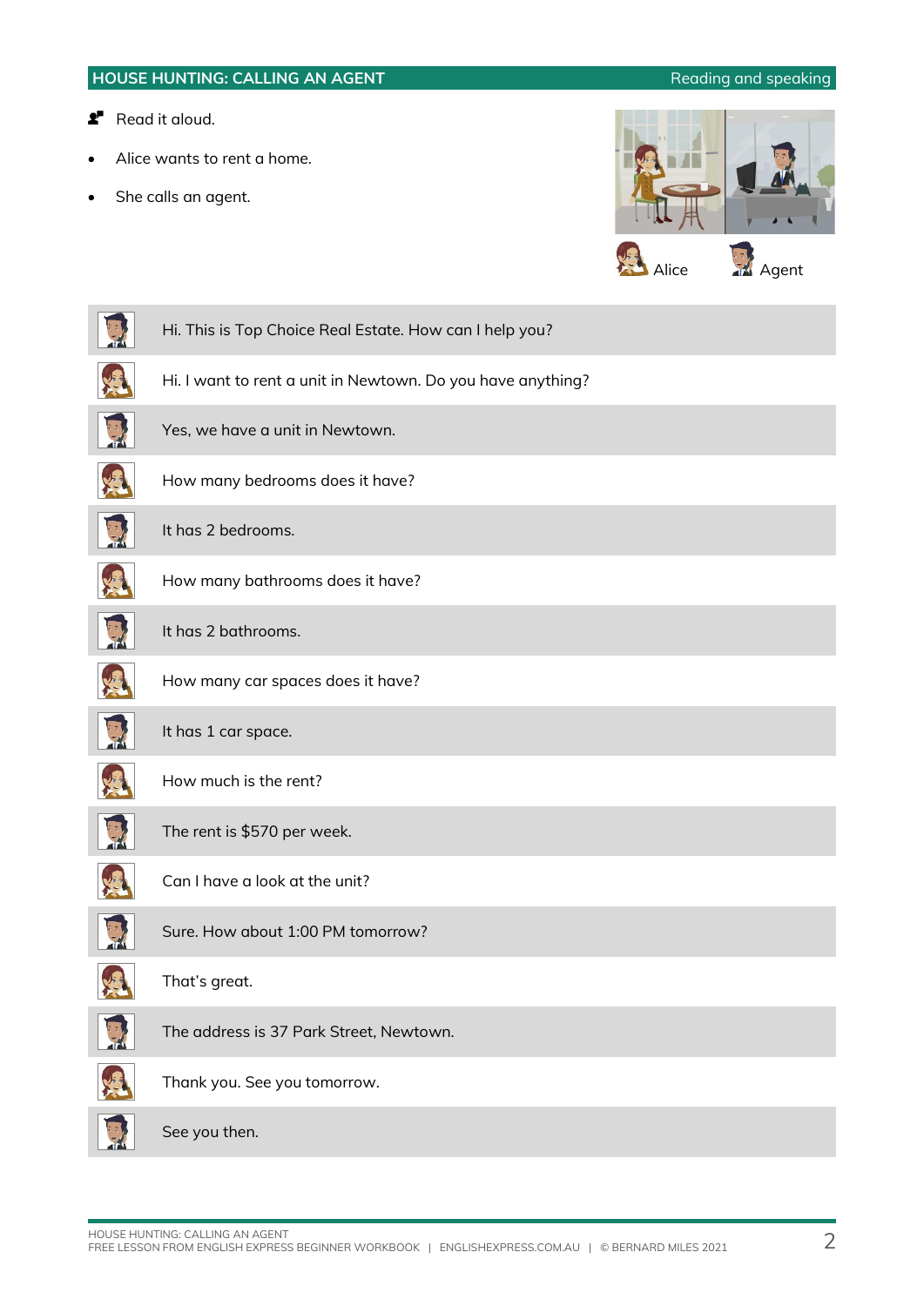## HOUSE HUNTING: CALLING AN AGENT

Reading and speaking

Read it aloud.

- Alice wants to rent a home.
- She calls an agent.

Alice | Agent

| Speaker | Dialogue |
| --- | --- |
| Agent | Hi. This is Top Choice Real Estate. How can I help you? |
| Alice | Hi. I want to rent a unit in Newtown. Do you have anything? |
| Agent | Yes, we have a unit in Newtown. |
| Alice | How many bedrooms does it have? |
| Agent | It has 2 bedrooms. |
| Alice | How many bathrooms does it have? |
| Agent | It has 2 bathrooms. |
| Alice | How many car spaces does it have? |
| Agent | It has 1 car space. |
| Alice | How much is the rent? |
| Agent | The rent is $570 per week. |
| Alice | Can I have a look at the unit? |
| Agent | Sure. How about 1:00 PM tomorrow? |
| Alice | That's great. |
| Agent | The address is 37 Park Street, Newtown. |
| Alice | Thank you. See you tomorrow. |
| Agent | See you then. |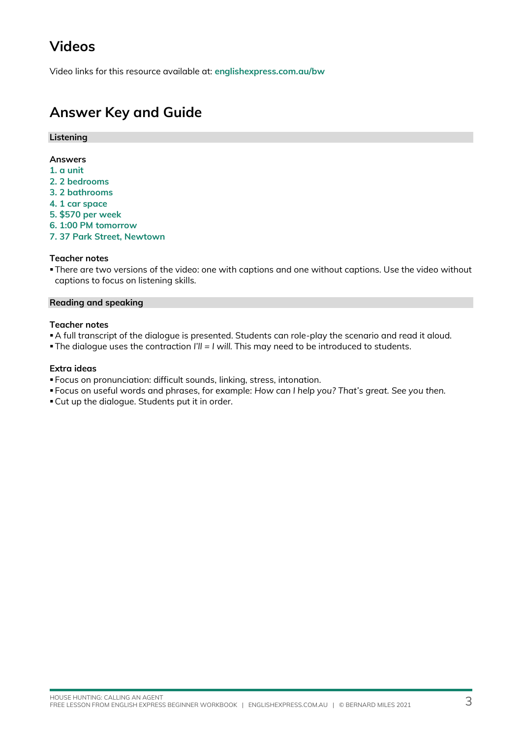## Videos

Video links for this resource available at: **englishexpress.com.au/bw**

## Answer Key and Guide

### Listening

**Answers**

**1. a unit**
**2. 2 bedrooms**
**3. 2 bathrooms**
**4. 1 car space**
**5. $570 per week**
**6. 1:00 PM tomorrow**
**7. 37 Park Street, Newtown**

**Teacher notes**

- There are two versions of the video: one with captions and one without captions. Use the video without captions to focus on listening skills.

### Reading and speaking

**Teacher notes**

- A full transcript of the dialogue is presented. Students can role-play the scenario and read it aloud.
- The dialogue uses the contraction *I'll = I will.* This may need to be introduced to students.

**Extra ideas**

- Focus on pronunciation: difficult sounds, linking, stress, intonation.
- Focus on useful words and phrases, for example: *How can I help you? That's great. See you then.*
- Cut up the dialogue. Students put it in order.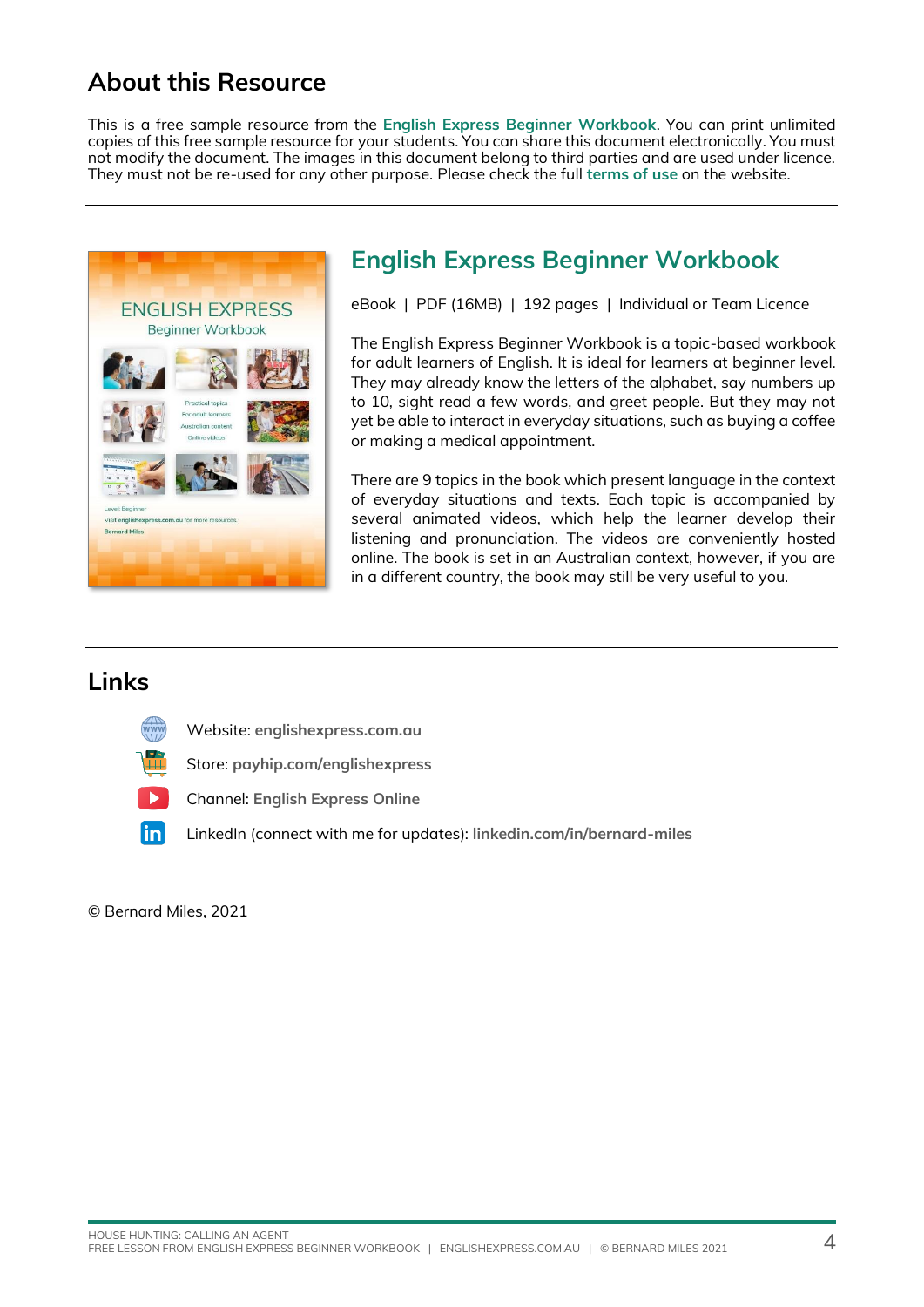## About this Resource

This is a free sample resource from the **English Express Beginner Workbook**. You can print unlimited copies of this free sample resource for your students. You can share this document electronically. You must not modify the document. The images in this document belong to third parties and are used under licence. They must not be re-used for any other purpose. Please check the full **terms of use** on the website.

## English Express Beginner Workbook

eBook | PDF (16MB) | 192 pages | Individual or Team Licence

The English Express Beginner Workbook is a topic-based workbook for adult learners of English. It is ideal for learners at beginner level. They may already know the letters of the alphabet, say numbers up to 10, sight read a few words, and greet people. But they may not yet be able to interact in everyday situations, such as buying a coffee or making a medical appointment.

There are 9 topics in the book which present language in the context of everyday situations and texts. Each topic is accompanied by several animated videos, which help the learner develop their listening and pronunciation. The videos are conveniently hosted online. The book is set in an Australian context, however, if you are in a different country, the book may still be very useful to you.

## Links

- Website: **englishexpress.com.au**
- Store: **payhip.com/englishexpress**
- Channel: **English Express Online**
- LinkedIn (connect with me for updates): **linkedin.com/in/bernard-miles**

© Bernard Miles, 2021